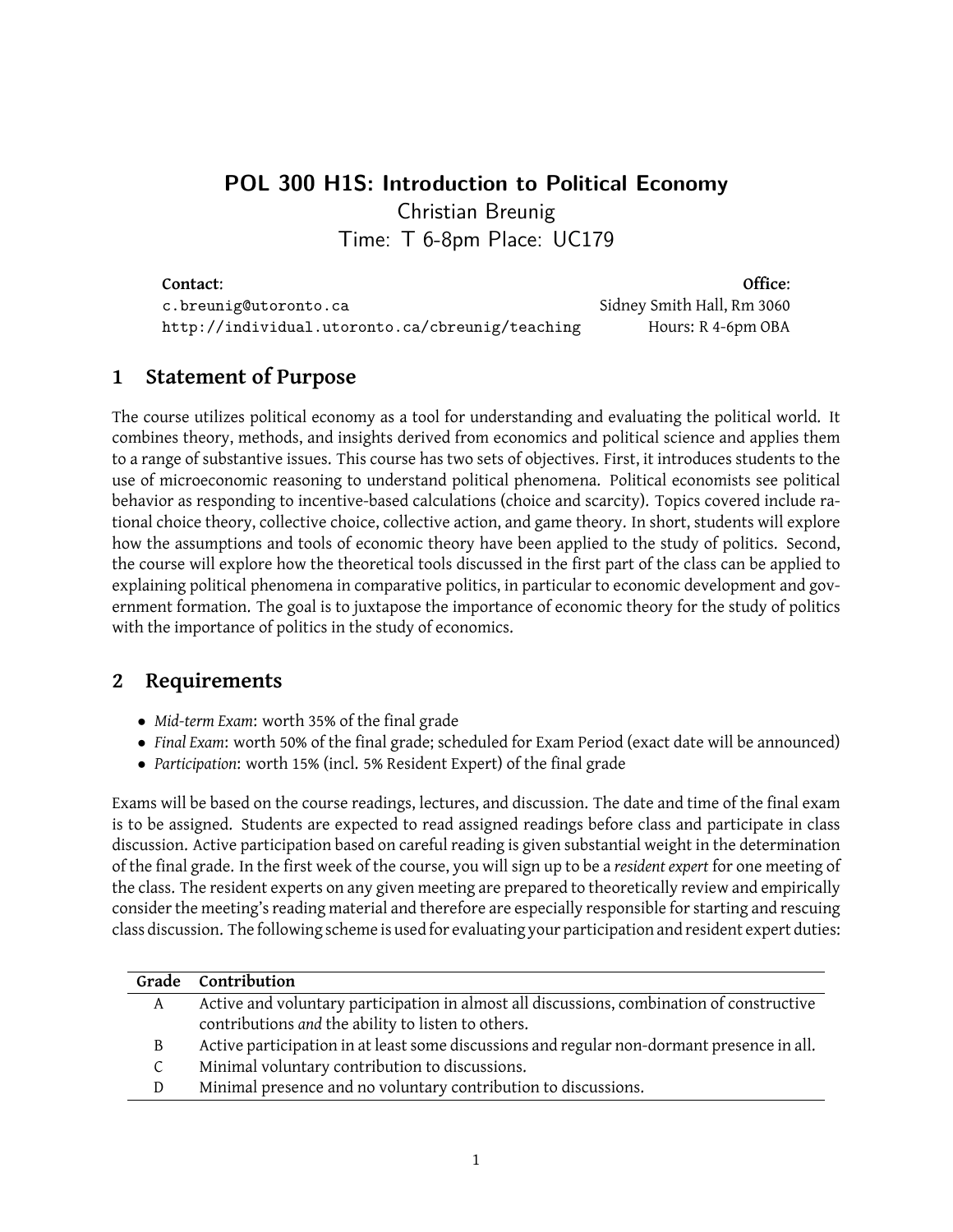# POL 300 H1S: Introduction to Political Economy

Christian Breunig

Time: T 6-8pm Place: UC179

**Contact**:
c.breunig@utoronto.ca
http://individual.utoronto.ca/cbreunig/teaching

**Office**:
Sidney Smith Hall, Rm 3060
Hours: R 4-6pm OBA

## 1 Statement of Purpose

The course utilizes political economy as a tool for understanding and evaluating the political world. It combines theory, methods, and insights derived from economics and political science and applies them to a range of substantive issues. This course has two sets of objectives. First, it introduces students to the use of microeconomic reasoning to understand political phenomena. Political economists see political behavior as responding to incentive-based calculations (choice and scarcity). Topics covered include rational choice theory, collective choice, collective action, and game theory. In short, students will explore how the assumptions and tools of economic theory have been applied to the study of politics. Second, the course will explore how the theoretical tools discussed in the first part of the class can be applied to explaining political phenomena in comparative politics, in particular to economic development and government formation. The goal is to juxtapose the importance of economic theory for the study of politics with the importance of politics in the study of economics.

## 2 Requirements

- *Mid-term Exam*: worth 35% of the final grade
- *Final Exam*: worth 50% of the final grade; scheduled for Exam Period (exact date will be announced)
- *Participation*: worth 15% (incl. 5% Resident Expert) of the final grade

Exams will be based on the course readings, lectures, and discussion. The date and time of the final exam is to be assigned. Students are expected to read assigned readings before class and participate in class discussion. Active participation based on careful reading is given substantial weight in the determination of the final grade. In the first week of the course, you will sign up to be a *resident expert* for one meeting of the class. The resident experts on any given meeting are prepared to theoretically review and empirically consider the meeting's reading material and therefore are especially responsible for starting and rescuing class discussion. The following scheme is used for evaluating your participation and resident expert duties:

| Grade | Contribution |
|---|---|
| A | Active and voluntary participation in almost all discussions, combination of constructive contributions *and* the ability to listen to others. |
| B | Active participation in at least some discussions and regular non-dormant presence in all. |
| C | Minimal voluntary contribution to discussions. |
| D | Minimal presence and no voluntary contribution to discussions. |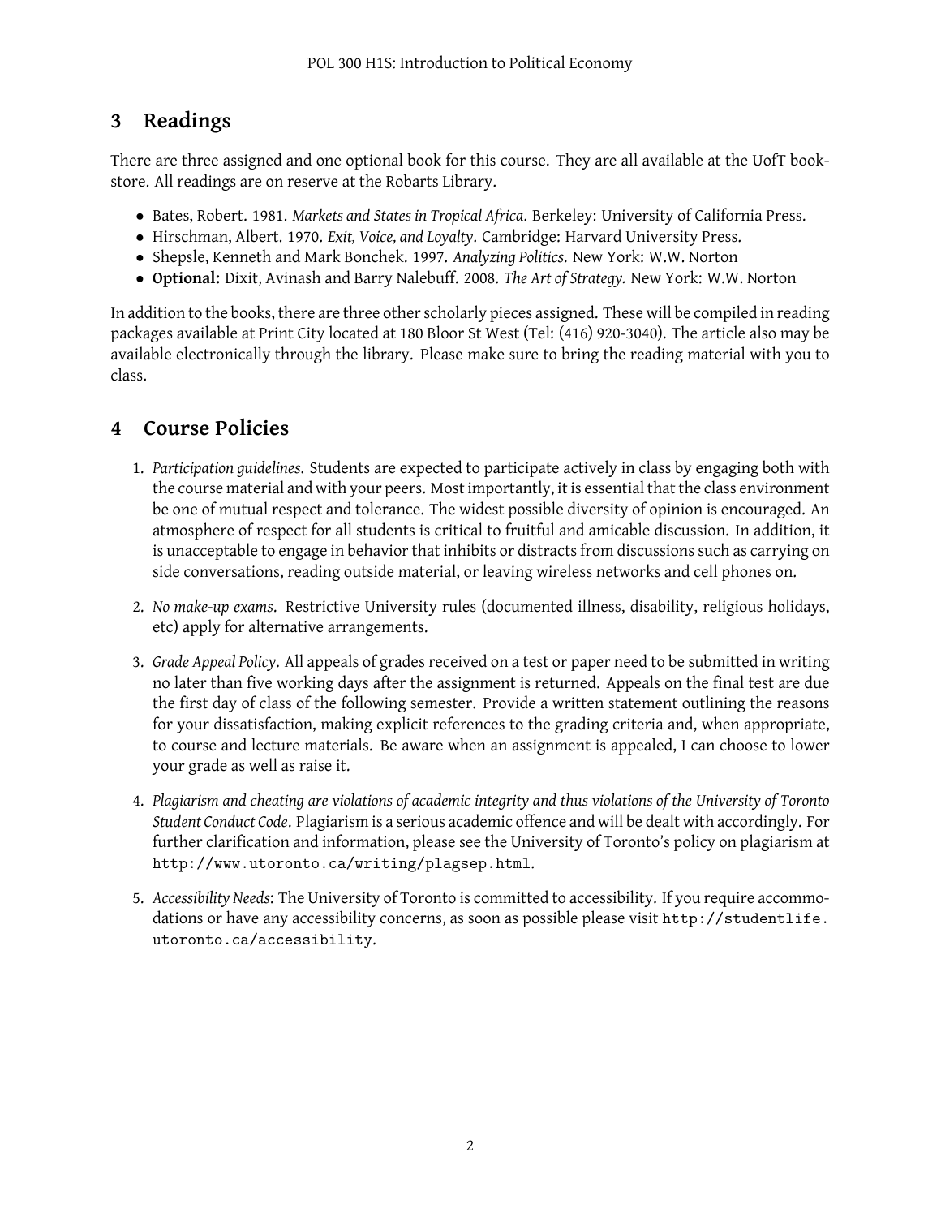## 3 Readings

There are three assigned and one optional book for this course. They are all available at the UofT bookstore. All readings are on reserve at the Robarts Library.

- Bates, Robert. 1981. *Markets and States in Tropical Africa*. Berkeley: University of California Press.
- Hirschman, Albert. 1970. *Exit, Voice, and Loyalty*. Cambridge: Harvard University Press.
- Shepsle, Kenneth and Mark Bonchek. 1997. *Analyzing Politics*. New York: W.W. Norton
- **Optional:** Dixit, Avinash and Barry Nalebuff. 2008. *The Art of Strategy*. New York: W.W. Norton

In addition to the books, there are three other scholarly pieces assigned. These will be compiled in reading packages available at Print City located at 180 Bloor St West (Tel: (416) 920-3040). The article also may be available electronically through the library. Please make sure to bring the reading material with you to class.

## 4 Course Policies

1. *Participation guidelines.* Students are expected to participate actively in class by engaging both with the course material and with your peers. Most importantly, it is essential that the class environment be one of mutual respect and tolerance. The widest possible diversity of opinion is encouraged. An atmosphere of respect for all students is critical to fruitful and amicable discussion. In addition, it is unacceptable to engage in behavior that inhibits or distracts from discussions such as carrying on side conversations, reading outside material, or leaving wireless networks and cell phones on.

2. *No make-up exams.* Restrictive University rules (documented illness, disability, religious holidays, etc) apply for alternative arrangements.

3. *Grade Appeal Policy.* All appeals of grades received on a test or paper need to be submitted in writing no later than five working days after the assignment is returned. Appeals on the final test are due the first day of class of the following semester. Provide a written statement outlining the reasons for your dissatisfaction, making explicit references to the grading criteria and, when appropriate, to course and lecture materials. Be aware when an assignment is appealed, I can choose to lower your grade as well as raise it.

4. *Plagiarism and cheating are violations of academic integrity and thus violations of the University of Toronto Student Conduct Code.* Plagiarism is a serious academic offence and will be dealt with accordingly. For further clarification and information, please see the University of Toronto's policy on plagiarism at `http://www.utoronto.ca/writing/plagsep.html`.

5. *Accessibility Needs*: The University of Toronto is committed to accessibility. If you require accommodations or have any accessibility concerns, as soon as possible please visit `http://studentlife.utoronto.ca/accessibility`.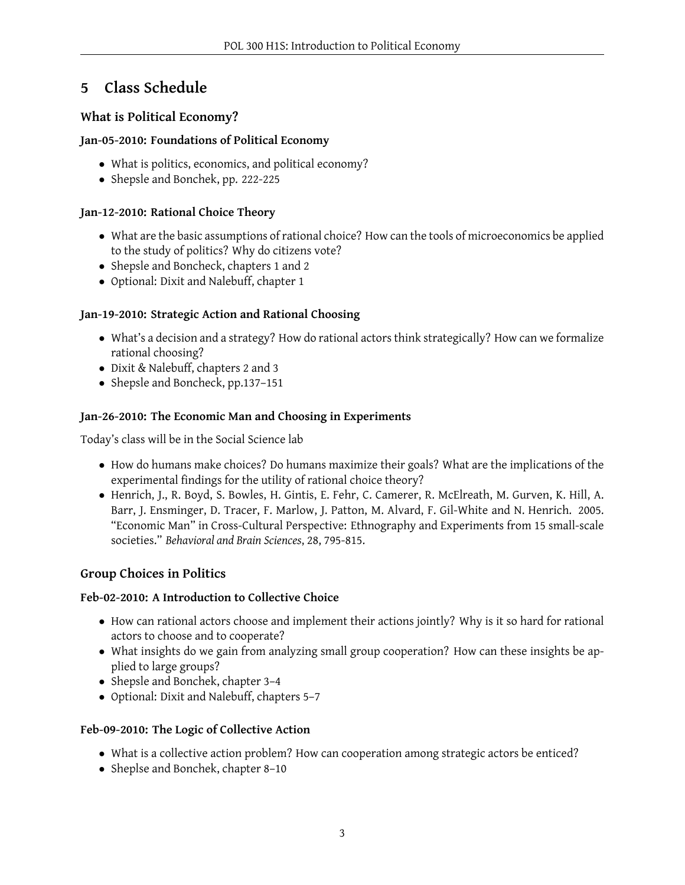## 5 Class Schedule

### What is Political Economy?

#### Jan-05-2010: Foundations of Political Economy

- What is politics, economics, and political economy?
- Shepsle and Bonchek, pp. 222-225

#### Jan-12-2010: Rational Choice Theory

- What are the basic assumptions of rational choice? How can the tools of microeconomics be applied to the study of politics? Why do citizens vote?
- Shepsle and Boncheck, chapters 1 and 2
- Optional: Dixit and Nalebuff, chapter 1

#### Jan-19-2010: Strategic Action and Rational Choosing

- What's a decision and a strategy? How do rational actors think strategically? How can we formalize rational choosing?
- Dixit & Nalebuff, chapters 2 and 3
- Shepsle and Boncheck, pp.137–151

#### Jan-26-2010: The Economic Man and Choosing in Experiments

Today's class will be in the Social Science lab

- How do humans make choices? Do humans maximize their goals? What are the implications of the experimental findings for the utility of rational choice theory?
- Henrich, J., R. Boyd, S. Bowles, H. Gintis, E. Fehr, C. Camerer, R. McElreath, M. Gurven, K. Hill, A. Barr, J. Ensminger, D. Tracer, F. Marlow, J. Patton, M. Alvard, F. Gil-White and N. Henrich. 2005. "Economic Man" in Cross-Cultural Perspective: Ethnography and Experiments from 15 small-scale societies." *Behavioral and Brain Sciences*, 28, 795-815.

### Group Choices in Politics

#### Feb-02-2010: A Introduction to Collective Choice

- How can rational actors choose and implement their actions jointly? Why is it so hard for rational actors to choose and to cooperate?
- What insights do we gain from analyzing small group cooperation? How can these insights be applied to large groups?
- Shepsle and Bonchek, chapter 3–4
- Optional: Dixit and Nalebuff, chapters 5–7

#### Feb-09-2010: The Logic of Collective Action

- What is a collective action problem? How can cooperation among strategic actors be enticed?
- Sheplse and Bonchek, chapter 8–10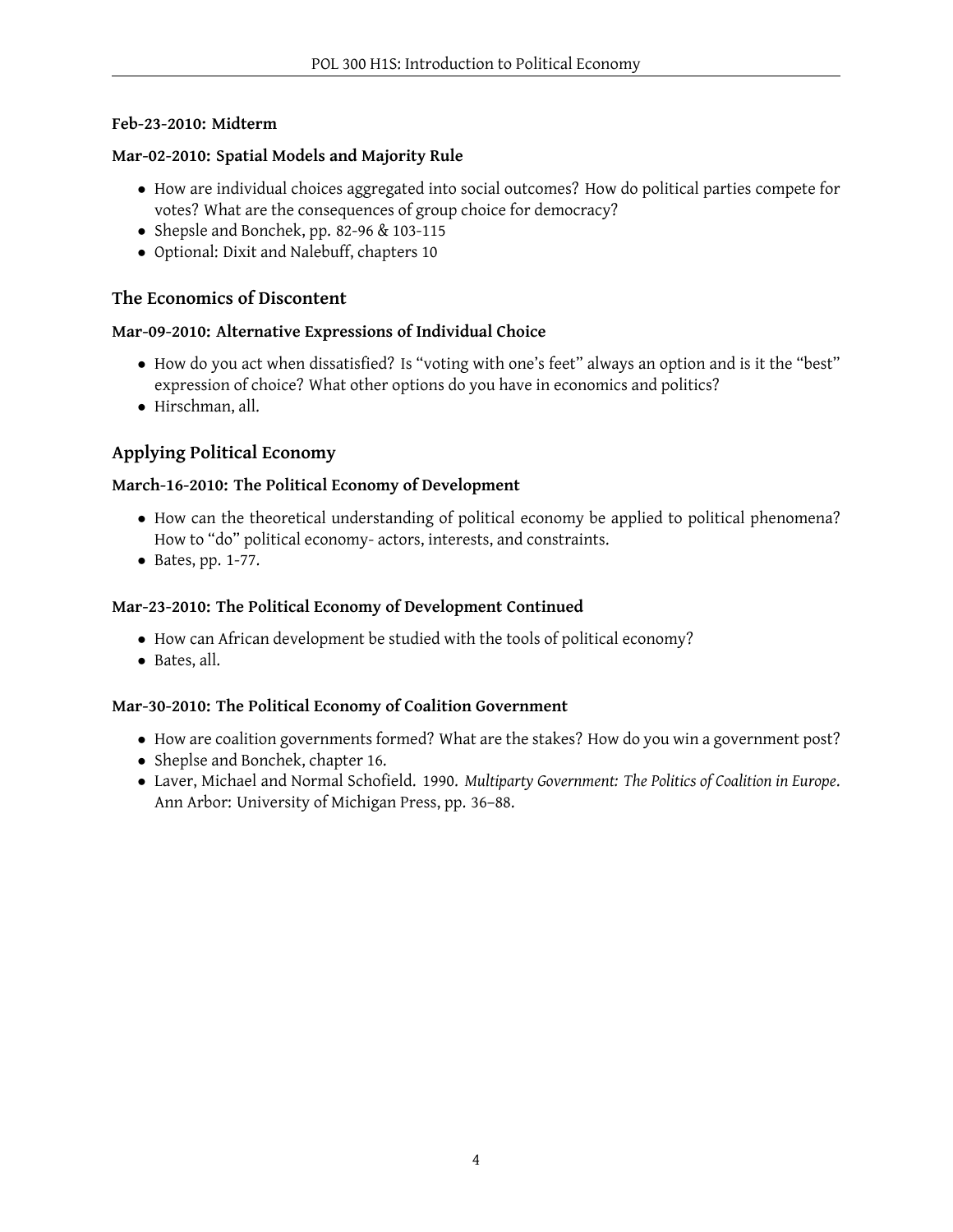**Feb-23-2010: Midterm**

**Mar-02-2010: Spatial Models and Majority Rule**

- How are individual choices aggregated into social outcomes? How do political parties compete for votes? What are the consequences of group choice for democracy?
- Shepsle and Bonchek, pp. 82-96 & 103-115
- Optional: Dixit and Nalebuff, chapters 10

## The Economics of Discontent

**Mar-09-2010: Alternative Expressions of Individual Choice**

- How do you act when dissatisfied? Is "voting with one's feet" always an option and is it the "best" expression of choice? What other options do you have in economics and politics?
- Hirschman, all.

## Applying Political Economy

**March-16-2010: The Political Economy of Development**

- How can the theoretical understanding of political economy be applied to political phenomena? How to "do" political economy- actors, interests, and constraints.
- Bates, pp. 1-77.

**Mar-23-2010: The Political Economy of Development Continued**

- How can African development be studied with the tools of political economy?
- Bates, all.

**Mar-30-2010: The Political Economy of Coalition Government**

- How are coalition governments formed? What are the stakes? How do you win a government post?
- Sheplse and Bonchek, chapter 16.
- Laver, Michael and Normal Schofield. 1990. *Multiparty Government: The Politics of Coalition in Europe*. Ann Arbor: University of Michigan Press, pp. 36–88.